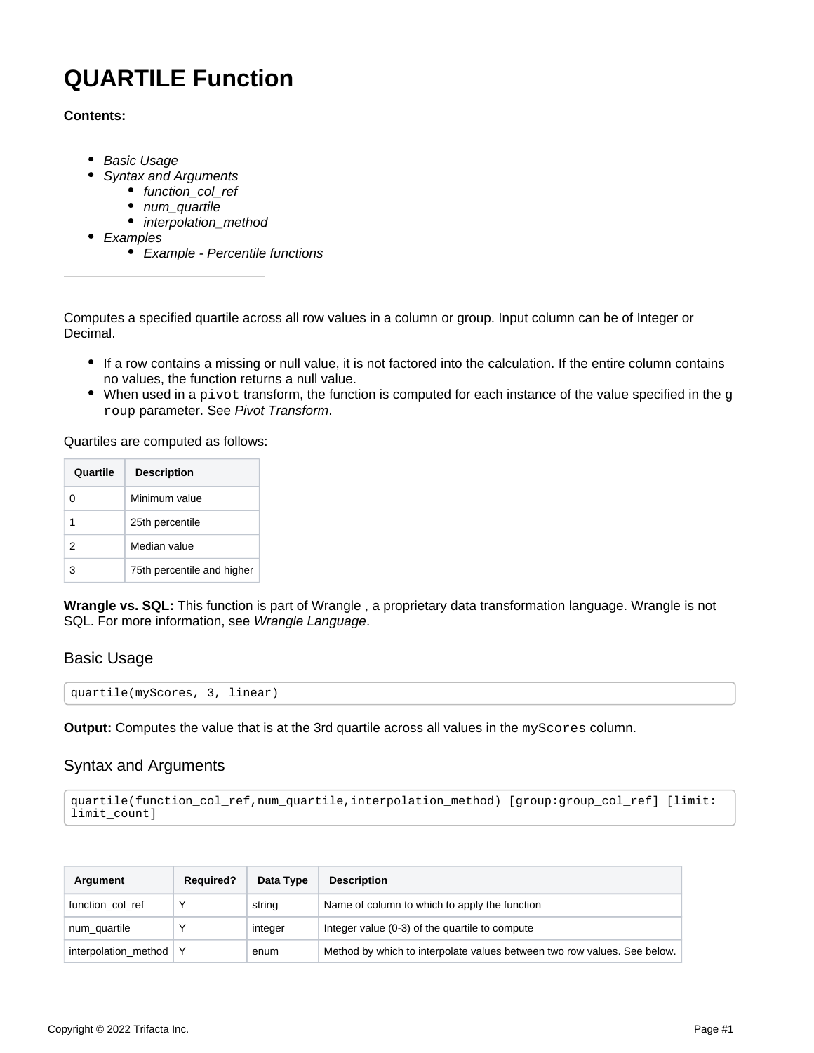# QUARTILE Function

**Contents:**

- *Basic Usage*
- *Syntax and Arguments*
    - *function_col_ref*
    - *num_quartile*
    - *interpolation_method*
- *Examples*
    - *Example - Percentile functions*

---

Computes a specified quartile across all row values in a column or group. Input column can be of Integer or Decimal.

- If a row contains a missing or null value, it is not factored into the calculation. If the entire column contains no values, the function returns a null value.
- When used in a `pivot` transform, the function is computed for each instance of the value specified in the `group` parameter. See *Pivot Transform*.

Quartiles are computed as follows:

| Quartile | Description |
| --- | --- |
| 0 | Minimum value |
| 1 | 25th percentile |
| 2 | Median value |
| 3 | 75th percentile and higher |

**Wrangle vs. SQL:** This function is part of Wrangle , a proprietary data transformation language. Wrangle is not SQL. For more information, see *Wrangle Language*.

## Basic Usage

```
quartile(myScores, 3, linear)
```

**Output:** Computes the value that is at the 3rd quartile across all values in the `myScores` column.

## Syntax and Arguments

```
quartile(function_col_ref,num_quartile,interpolation_method) [group:group_col_ref] [limit:
limit_count]
```

| Argument | Required? | Data Type | Description |
| --- | --- | --- | --- |
| function_col_ref | Y | string | Name of column to which to apply the function |
| num_quartile | Y | integer | Integer value (0-3) of the quartile to compute |
| interpolation_method | Y | enum | Method by which to interpolate values between two row values. See below. |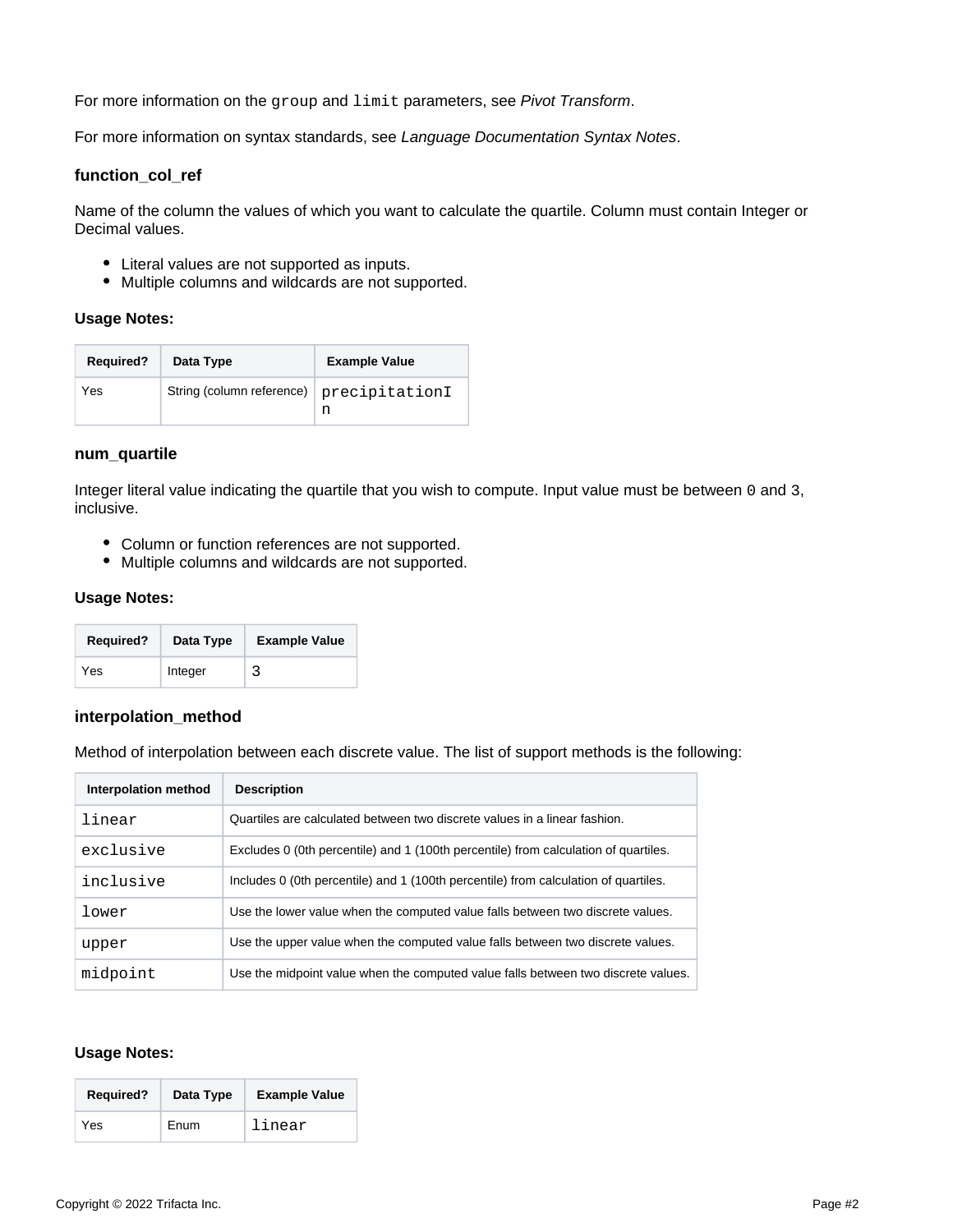For more information on the `group` and `limit` parameters, see *Pivot Transform*.

For more information on syntax standards, see *Language Documentation Syntax Notes*.

### function_col_ref

Name of the column the values of which you want to calculate the quartile. Column must contain Integer or Decimal values.

- Literal values are not supported as inputs.
- Multiple columns and wildcards are not supported.

**Usage Notes:**

| Required? | Data Type | Example Value |
|---|---|---|
| Yes | String (column reference) | `precipitationIn` |

### num_quartile

Integer literal value indicating the quartile that you wish to compute. Input value must be between `0` and `3`, inclusive.

- Column or function references are not supported.
- Multiple columns and wildcards are not supported.

**Usage Notes:**

| Required? | Data Type | Example Value |
|---|---|---|
| Yes | Integer | `3` |

### interpolation_method

Method of interpolation between each discrete value. The list of support methods is the following:

| Interpolation method | Description |
|---|---|
| `linear` | Quartiles are calculated between two discrete values in a linear fashion. |
| `exclusive` | Excludes 0 (0th percentile) and 1 (100th percentile) from calculation of quartiles. |
| `inclusive` | Includes 0 (0th percentile) and 1 (100th percentile) from calculation of quartiles. |
| `lower` | Use the lower value when the computed value falls between two discrete values. |
| `upper` | Use the upper value when the computed value falls between two discrete values. |
| `midpoint` | Use the midpoint value when the computed value falls between two discrete values. |

**Usage Notes:**

| Required? | Data Type | Example Value |
|---|---|---|
| Yes | Enum | `linear` |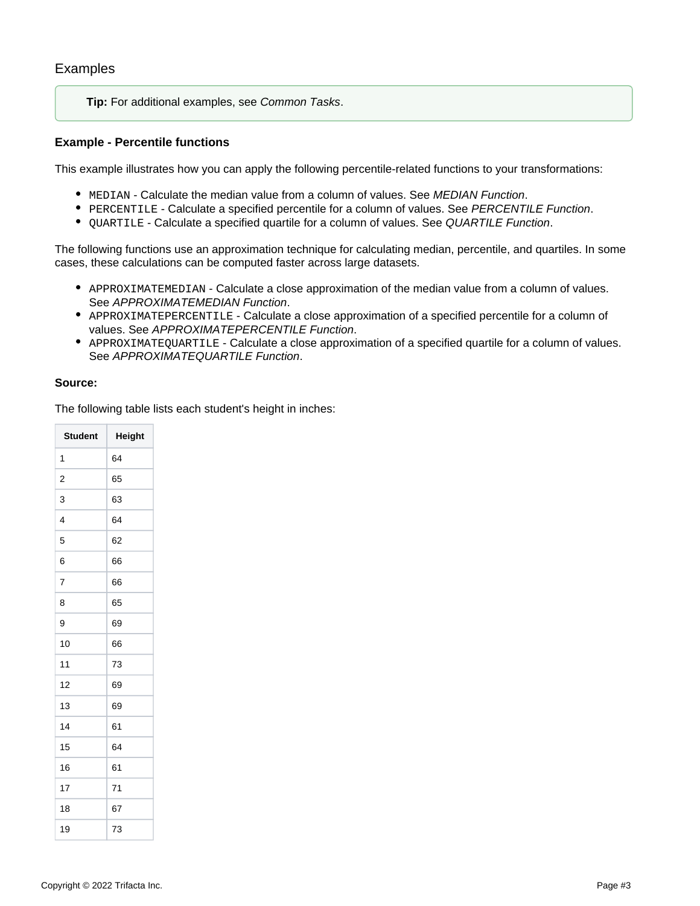## Examples

> **Tip:** For additional examples, see *Common Tasks*.

**Example - Percentile functions**

This example illustrates how you can apply the following percentile-related functions to your transformations:

- `MEDIAN` - Calculate the median value from a column of values. See *MEDIAN Function*.
- `PERCENTILE` - Calculate a specified percentile for a column of values. See *PERCENTILE Function*.
- `QUARTILE` - Calculate a specified quartile for a column of values. See *QUARTILE Function*.

The following functions use an approximation technique for calculating median, percentile, and quartiles. In some cases, these calculations can be computed faster across large datasets.

- `APPROXIMATEMEDIAN` - Calculate a close approximation of the median value from a column of values. See *APPROXIMATEMEDIAN Function*.
- `APPROXIMATEPERCENTILE` - Calculate a close approximation of a specified percentile for a column of values. See *APPROXIMATEPERCENTILE Function*.
- `APPROXIMATEQUARTILE` - Calculate a close approximation of a specified quartile for a column of values. See *APPROXIMATEQUARTILE Function*.

**Source:**

The following table lists each student's height in inches:

| Student | Height |
|---|---|
| 1 | 64 |
| 2 | 65 |
| 3 | 63 |
| 4 | 64 |
| 5 | 62 |
| 6 | 66 |
| 7 | 66 |
| 8 | 65 |
| 9 | 69 |
| 10 | 66 |
| 11 | 73 |
| 12 | 69 |
| 13 | 69 |
| 14 | 61 |
| 15 | 64 |
| 16 | 61 |
| 17 | 71 |
| 18 | 67 |
| 19 | 73 |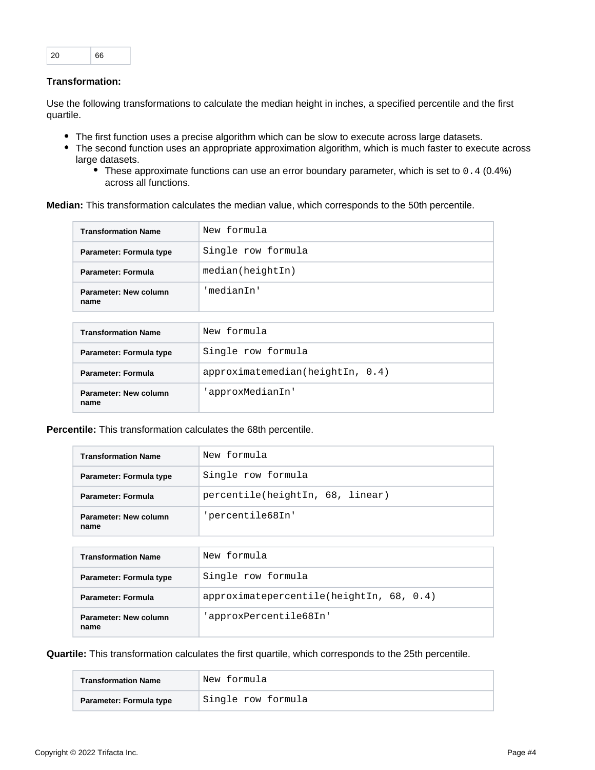| 20 | 66 |
| --- | --- |

**Transformation:**

Use the following transformations to calculate the median height in inches, a specified percentile and the first quartile.

- The first function uses a precise algorithm which can be slow to execute across large datasets.
- The second function uses an appropriate approximation algorithm, which is much faster to execute across large datasets.
  - These approximate functions can use an error boundary parameter, which is set to `0.4` (0.4%) across all functions.

**Median:** This transformation calculates the median value, which corresponds to the 50th percentile.

| Transformation Name | `New formula` |
| --- | --- |
| Parameter: Formula type | `Single row formula` |
| Parameter: Formula | `median(heightIn)` |
| Parameter: New column name | `'medianIn'` |

| Transformation Name | `New formula` |
| --- | --- |
| Parameter: Formula type | `Single row formula` |
| Parameter: Formula | `approximatemedian(heightIn, 0.4)` |
| Parameter: New column name | `'approxMedianIn'` |

**Percentile:** This transformation calculates the 68th percentile.

| Transformation Name | `New formula` |
| --- | --- |
| Parameter: Formula type | `Single row formula` |
| Parameter: Formula | `percentile(heightIn, 68, linear)` |
| Parameter: New column name | `'percentile68In'` |

| Transformation Name | `New formula` |
| --- | --- |
| Parameter: Formula type | `Single row formula` |
| Parameter: Formula | `approximatepercentile(heightIn, 68, 0.4)` |
| Parameter: New column name | `'approxPercentile68In'` |

**Quartile:** This transformation calculates the first quartile, which corresponds to the 25th percentile.

| Transformation Name | `New formula` |
| --- | --- |
| Parameter: Formula type | `Single row formula` |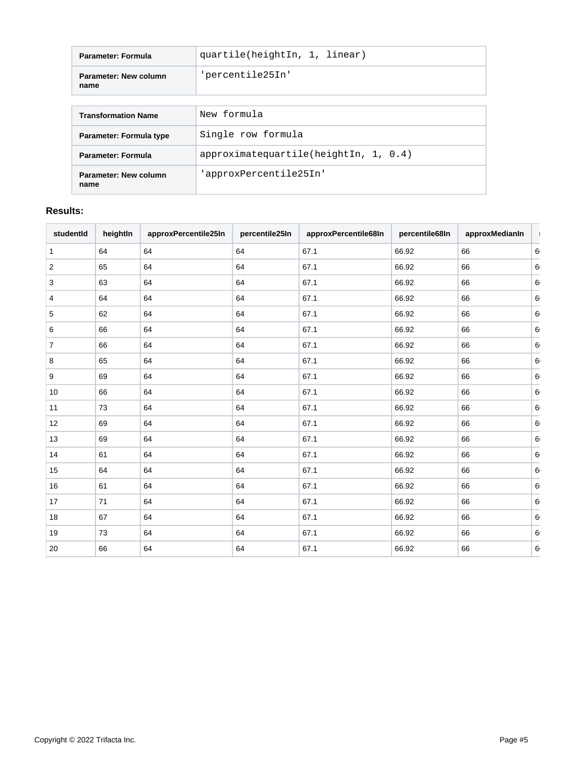| | |
|---|---|
| **Parameter: Formula** | quartile(heightIn, 1, linear) |
| **Parameter: New column name** | 'percentile25In' |

| | |
|---|---|
| **Transformation Name** | New formula |
| **Parameter: Formula type** | Single row formula |
| **Parameter: Formula** | approximatequartile(heightIn, 1, 0.4) |
| **Parameter: New column name** | 'approxPercentile25In' |

**Results:**

| studentId | heightIn | approxPercentile25In | percentile25In | approxPercentile68In | percentile68In | approxMedianIn | r |
|---|---|---|---|---|---|---|---|
| 1 | 64 | 64 | 64 | 67.1 | 66.92 | 66 | 6 |
| 2 | 65 | 64 | 64 | 67.1 | 66.92 | 66 | 6 |
| 3 | 63 | 64 | 64 | 67.1 | 66.92 | 66 | 6 |
| 4 | 64 | 64 | 64 | 67.1 | 66.92 | 66 | 6 |
| 5 | 62 | 64 | 64 | 67.1 | 66.92 | 66 | 6 |
| 6 | 66 | 64 | 64 | 67.1 | 66.92 | 66 | 6 |
| 7 | 66 | 64 | 64 | 67.1 | 66.92 | 66 | 6 |
| 8 | 65 | 64 | 64 | 67.1 | 66.92 | 66 | 6 |
| 9 | 69 | 64 | 64 | 67.1 | 66.92 | 66 | 6 |
| 10 | 66 | 64 | 64 | 67.1 | 66.92 | 66 | 6 |
| 11 | 73 | 64 | 64 | 67.1 | 66.92 | 66 | 6 |
| 12 | 69 | 64 | 64 | 67.1 | 66.92 | 66 | 6 |
| 13 | 69 | 64 | 64 | 67.1 | 66.92 | 66 | 6 |
| 14 | 61 | 64 | 64 | 67.1 | 66.92 | 66 | 6 |
| 15 | 64 | 64 | 64 | 67.1 | 66.92 | 66 | 6 |
| 16 | 61 | 64 | 64 | 67.1 | 66.92 | 66 | 6 |
| 17 | 71 | 64 | 64 | 67.1 | 66.92 | 66 | 6 |
| 18 | 67 | 64 | 64 | 67.1 | 66.92 | 66 | 6 |
| 19 | 73 | 64 | 64 | 67.1 | 66.92 | 66 | 6 |
| 20 | 66 | 64 | 64 | 67.1 | 66.92 | 66 | 6 |